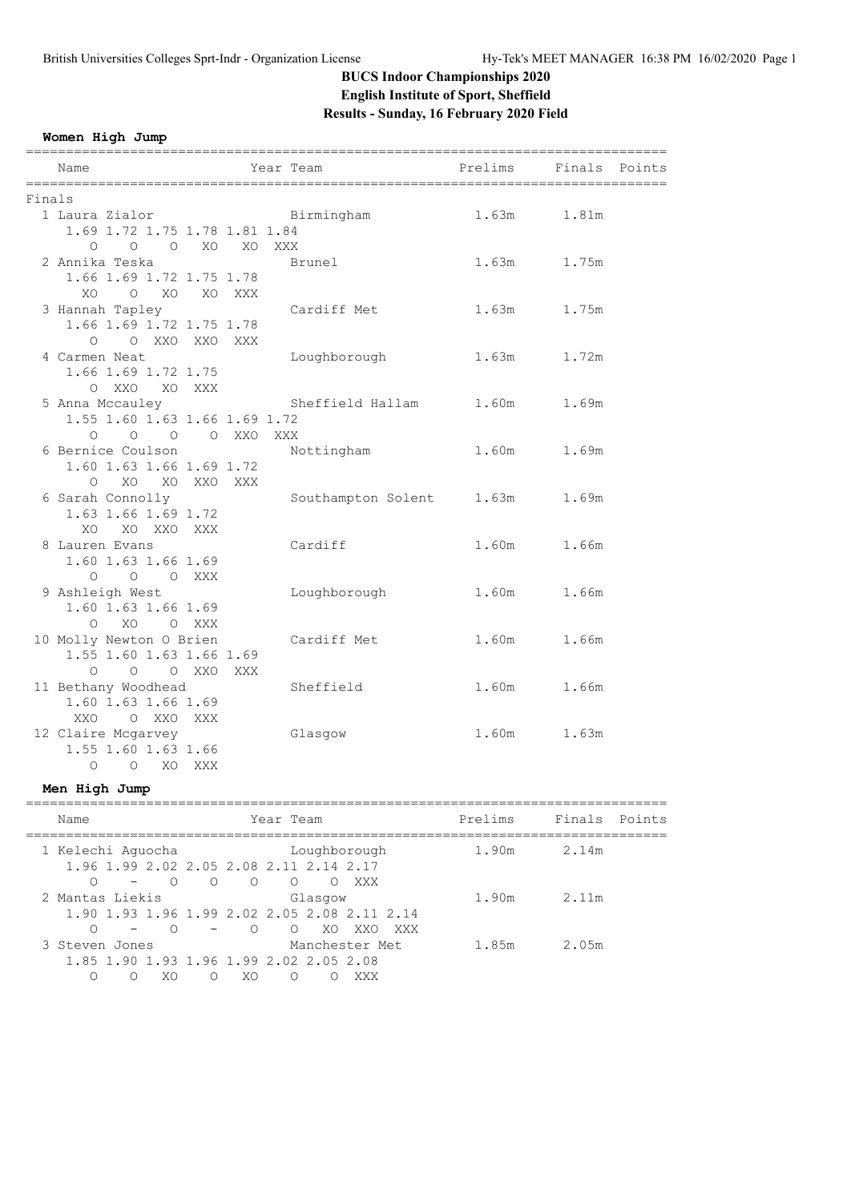# BUCS Indoor Championships 2020

**English Institute of Sport, Sheffield**

**Results - Sunday, 16 February 2020 Field**

## Women High Jump

| Name | Year Team | Prelims | Finals | Points |
|---|---|---|---|---|
| **Finals** | | | | |
| 1 Laura Zialor | Birmingham | 1.63m | 1.81m | |
| 1.69 1.72 1.75 1.78 1.81 1.84 | | | | |
| O O O XO XO XXX | | | | |
| 2 Annika Teska | Brunel | 1.63m | 1.75m | |
| 1.66 1.69 1.72 1.75 1.78 | | | | |
| XO O XO XO XXX | | | | |
| 3 Hannah Tapley | Cardiff Met | 1.63m | 1.75m | |
| 1.66 1.69 1.72 1.75 1.78 | | | | |
| O O XXO XXO XXX | | | | |
| 4 Carmen Neat | Loughborough | 1.63m | 1.72m | |
| 1.66 1.69 1.72 1.75 | | | | |
| O XXO XO XXX | | | | |
| 5 Anna Mccauley | Sheffield Hallam | 1.60m | 1.69m | |
| 1.55 1.60 1.63 1.66 1.69 1.72 | | | | |
| O O O O XXO XXX | | | | |
| 6 Bernice Coulson | Nottingham | 1.60m | 1.69m | |
| 1.60 1.63 1.66 1.69 1.72 | | | | |
| O XO XO XXO XXX | | | | |
| 6 Sarah Connolly | Southampton Solent | 1.63m | 1.69m | |
| 1.63 1.66 1.69 1.72 | | | | |
| XO XO XXO XXX | | | | |
| 8 Lauren Evans | Cardiff | 1.60m | 1.66m | |
| 1.60 1.63 1.66 1.69 | | | | |
| O O O XXX | | | | |
| 9 Ashleigh West | Loughborough | 1.60m | 1.66m | |
| 1.60 1.63 1.66 1.69 | | | | |
| O XO O XXX | | | | |
| 10 Molly Newton O Brien | Cardiff Met | 1.60m | 1.66m | |
| 1.55 1.60 1.63 1.66 1.69 | | | | |
| O O O XXO XXX | | | | |
| 11 Bethany Woodhead | Sheffield | 1.60m | 1.66m | |
| 1.60 1.63 1.66 1.69 | | | | |
| XXO O XXO XXX | | | | |
| 12 Claire Mcgarvey | Glasgow | 1.60m | 1.63m | |
| 1.55 1.60 1.63 1.66 | | | | |
| O O XO XXX | | | | |

## Men High Jump

| Name | Year Team | Prelims | Finals | Points |
|---|---|---|---|---|
| 1 Kelechi Aguocha | Loughborough | 1.90m | 2.14m | |
| 1.96 1.99 2.02 2.05 2.08 2.11 2.14 2.17 | | | | |
| O - O O O O O XXX | | | | |
| 2 Mantas Liekis | Glasgow | 1.90m | 2.11m | |
| 1.90 1.93 1.96 1.99 2.02 2.05 2.08 2.11 2.14 | | | | |
| O - O - O O XO XXO XXX | | | | |
| 3 Steven Jones | Manchester Met | 1.85m | 2.05m | |
| 1.85 1.90 1.93 1.96 1.99 2.02 2.05 2.08 | | | | |
| O O XO O XO O O XXX | | | | |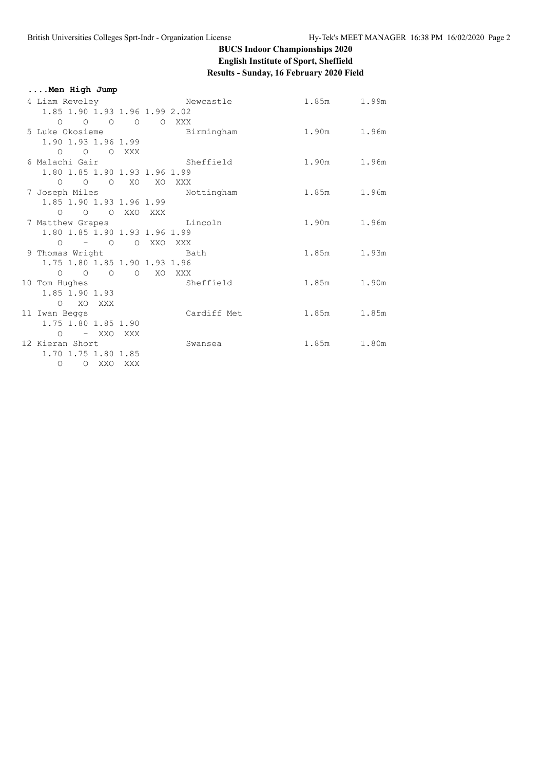## BUCS Indoor Championships 2020

### English Institute of Sport, Sheffield

### Results - Sunday, 16 February 2020 Field

**....Men High Jump**

```
 4 Liam Reveley                Newcastle              1.85m      1.99m
     1.85 1.90 1.93 1.96 1.99 2.02
       O    O    O    O    O  XXX
 5 Luke Okosieme               Birmingham             1.90m      1.96m
     1.90 1.93 1.96 1.99
       O    O    O  XXX
 6 Malachi Gair                Sheffield              1.90m      1.96m
     1.80 1.85 1.90 1.93 1.96 1.99
       O    O    O   XO   XO  XXX
 7 Joseph Miles                Nottingham             1.85m      1.96m
     1.85 1.90 1.93 1.96 1.99
       O    O    O  XXO  XXX
 7 Matthew Grapes              Lincoln                1.90m      1.96m
     1.80 1.85 1.90 1.93 1.96 1.99
       O    -    O    O  XXO  XXX
 9 Thomas Wright               Bath                   1.85m      1.93m
     1.75 1.80 1.85 1.90 1.93 1.96
       O    O    O    O   XO  XXX
10 Tom Hughes                  Sheffield              1.85m      1.90m
     1.85 1.90 1.93
       O   XO  XXX
11 Iwan Beggs                  Cardiff Met            1.85m      1.85m
     1.75 1.80 1.85 1.90
       O    -  XXO  XXX
12 Kieran Short                Swansea                1.85m      1.80m
     1.70 1.75 1.80 1.85
       O    O  XXO  XXX
```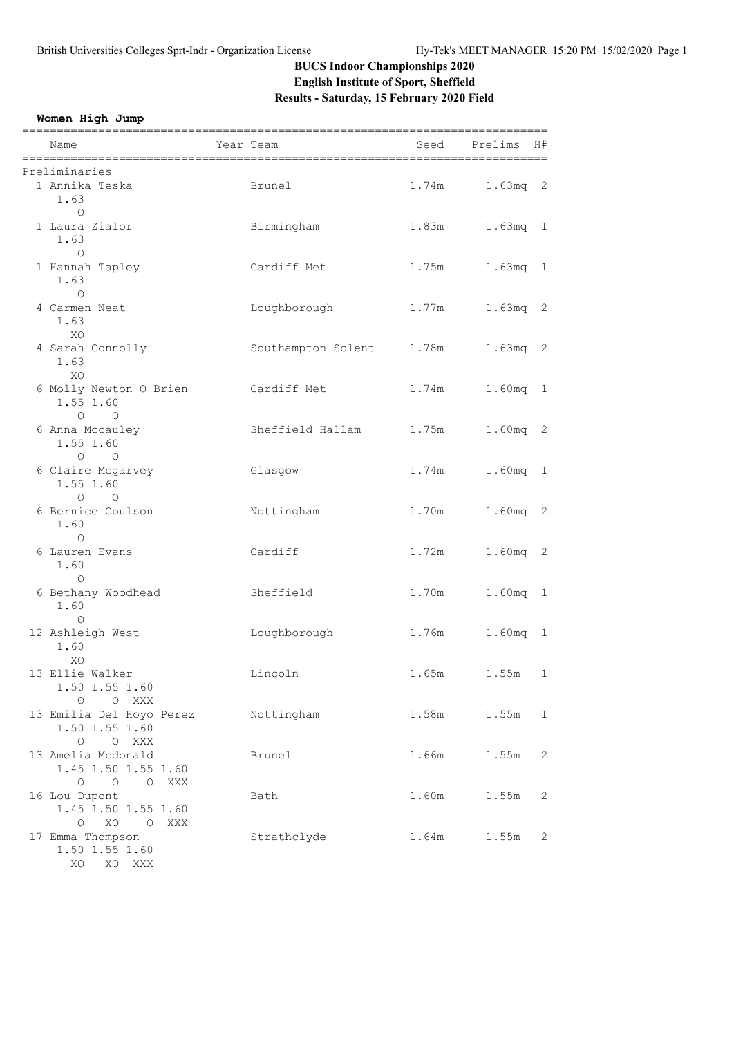# BCUS Indoor Championships 2020

**English Institute of Sport, Sheffield**

**Results - Saturday, 15 February 2020 Field**

## Women High Jump

| Name | Year Team | Seed | Prelims | H# |
|---|---|---|---|---|
| **Preliminaries** | | | | |
| 1 Annika Teska | Brunel | 1.74m | 1.63mq | 2 |
| 1.63 / O | | | | |
| 1 Laura Zialor | Birmingham | 1.83m | 1.63mq | 1 |
| 1.63 / O | | | | |
| 1 Hannah Tapley | Cardiff Met | 1.75m | 1.63mq | 1 |
| 1.63 / O | | | | |
| 4 Carmen Neat | Loughborough | 1.77m | 1.63mq | 2 |
| 1.63 / XO | | | | |
| 4 Sarah Connolly | Southampton Solent | 1.78m | 1.63mq | 2 |
| 1.63 / XO | | | | |
| 6 Molly Newton O Brien | Cardiff Met | 1.74m | 1.60mq | 1 |
| 1.55 1.60 / O O | | | | |
| 6 Anna Mccauley | Sheffield Hallam | 1.75m | 1.60mq | 2 |
| 1.55 1.60 / O O | | | | |
| 6 Claire Mcgarvey | Glasgow | 1.74m | 1.60mq | 1 |
| 1.55 1.60 / O O | | | | |
| 6 Bernice Coulson | Nottingham | 1.70m | 1.60mq | 2 |
| 1.60 / O | | | | |
| 6 Lauren Evans | Cardiff | 1.72m | 1.60mq | 2 |
| 1.60 / O | | | | |
| 6 Bethany Woodhead | Sheffield | 1.70m | 1.60mq | 1 |
| 1.60 / O | | | | |
| 12 Ashleigh West | Loughborough | 1.76m | 1.60mq | 1 |
| 1.60 / XO | | | | |
| 13 Ellie Walker | Lincoln | 1.65m | 1.55m | 1 |
| 1.50 1.55 1.60 / O O XXX | | | | |
| 13 Emilia Del Hoyo Perez | Nottingham | 1.58m | 1.55m | 1 |
| 1.50 1.55 1.60 / O O XXX | | | | |
| 13 Amelia Mcdonald | Brunel | 1.66m | 1.55m | 2 |
| 1.45 1.50 1.55 1.60 / O O O XXX | | | | |
| 16 Lou Dupont | Bath | 1.60m | 1.55m | 2 |
| 1.45 1.50 1.55 1.60 / O XO O XXX | | | | |
| 17 Emma Thompson | Strathclyde | 1.64m | 1.55m | 2 |
| 1.50 1.55 1.60 / XO XO XXX | | | | |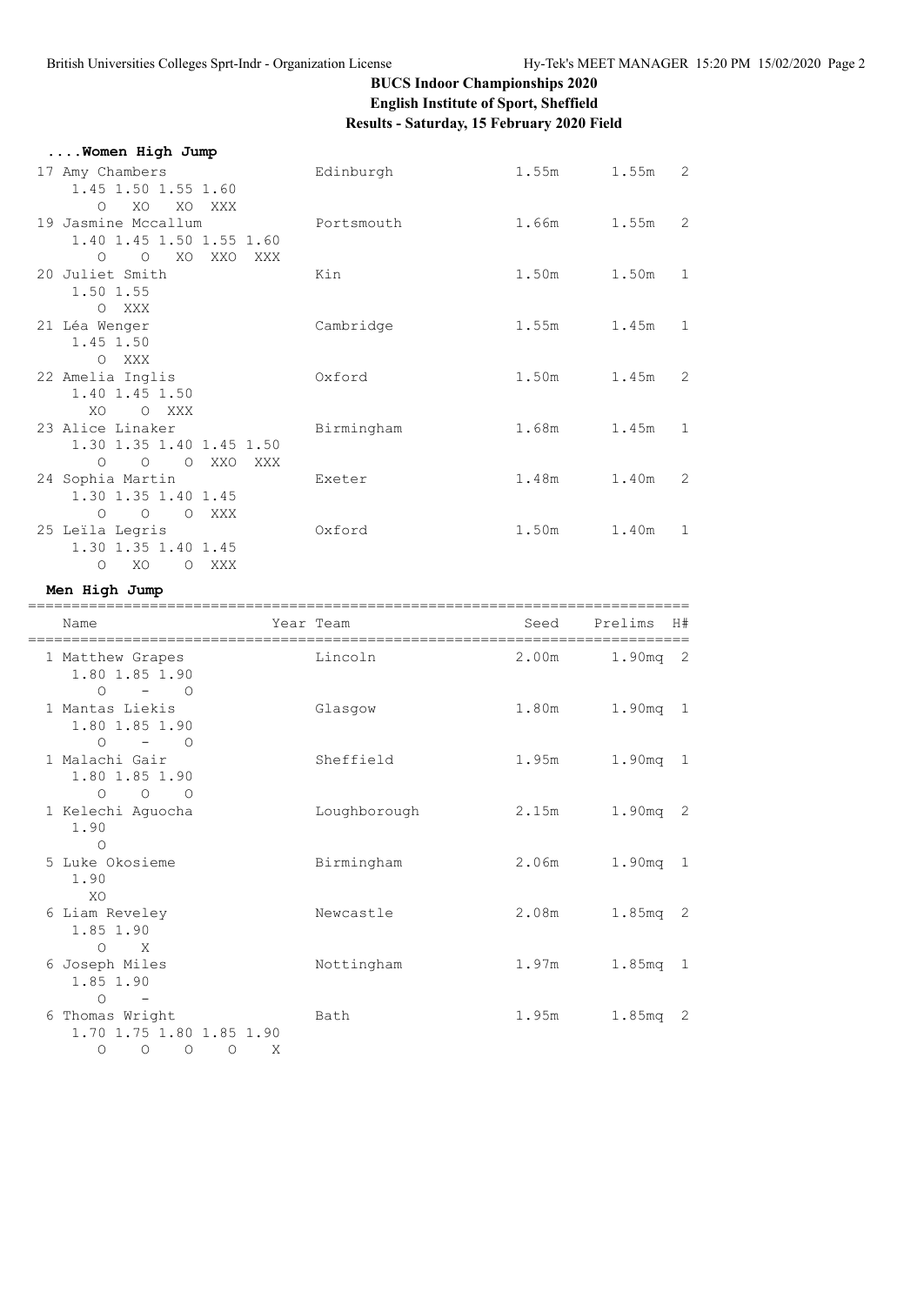# BUCS Indoor Championships 2020

## English Institute of Sport, Sheffield

### Results - Saturday, 15 February 2020 Field

#### ....Women High Jump

| Name | Year | Team | Seed | Prelims | H# |
|---|---|---|---|---|---|
| 17 Amy Chambers | | Edinburgh | 1.55m | 1.55m | 2 |
| 1.45 1.50 1.55 1.60 | | | | | |
| O XO XO XXX | | | | | |
| 19 Jasmine Mccallum | | Portsmouth | 1.66m | 1.55m | 2 |
| 1.40 1.45 1.50 1.55 1.60 | | | | | |
| O O XO XXO XXX | | | | | |
| 20 Juliet Smith | | Kin | 1.50m | 1.50m | 1 |
| 1.50 1.55 | | | | | |
| O XXX | | | | | |
| 21 Léa Wenger | | Cambridge | 1.55m | 1.45m | 1 |
| 1.45 1.50 | | | | | |
| O XXX | | | | | |
| 22 Amelia Inglis | | Oxford | 1.50m | 1.45m | 2 |
| 1.40 1.45 1.50 | | | | | |
| XO O XXX | | | | | |
| 23 Alice Linaker | | Birmingham | 1.68m | 1.45m | 1 |
| 1.30 1.35 1.40 1.45 1.50 | | | | | |
| O O O XXO XXX | | | | | |
| 24 Sophia Martin | | Exeter | 1.48m | 1.40m | 2 |
| 1.30 1.35 1.40 1.45 | | | | | |
| O O O XXX | | | | | |
| 25 Leïla Legris | | Oxford | 1.50m | 1.40m | 1 |
| 1.30 1.35 1.40 1.45 | | | | | |
| O XO O XXX | | | | | |

#### Men High Jump

| Name | Year | Team | Seed | Prelims | H# |
|---|---|---|---|---|---|
| 1 Matthew Grapes | | Lincoln | 2.00m | 1.90mq | 2 |
| 1.80 1.85 1.90 | | | | | |
| O - O | | | | | |
| 1 Mantas Liekis | | Glasgow | 1.80m | 1.90mq | 1 |
| 1.80 1.85 1.90 | | | | | |
| O - O | | | | | |
| 1 Malachi Gair | | Sheffield | 1.95m | 1.90mq | 1 |
| 1.80 1.85 1.90 | | | | | |
| O O O | | | | | |
| 1 Kelechi Aguocha | | Loughborough | 2.15m | 1.90mq | 2 |
| 1.90 | | | | | |
| O | | | | | |
| 5 Luke Okosieme | | Birmingham | 2.06m | 1.90mq | 1 |
| 1.90 | | | | | |
| XO | | | | | |
| 6 Liam Reveley | | Newcastle | 2.08m | 1.85mq | 2 |
| 1.85 1.90 | | | | | |
| O X | | | | | |
| 6 Joseph Miles | | Nottingham | 1.97m | 1.85mq | 1 |
| 1.85 1.90 | | | | | |
| O - | | | | | |
| 6 Thomas Wright | | Bath | 1.95m | 1.85mq | 2 |
| 1.70 1.75 1.80 1.85 1.90 | | | | | |
| O O O O X | | | | | |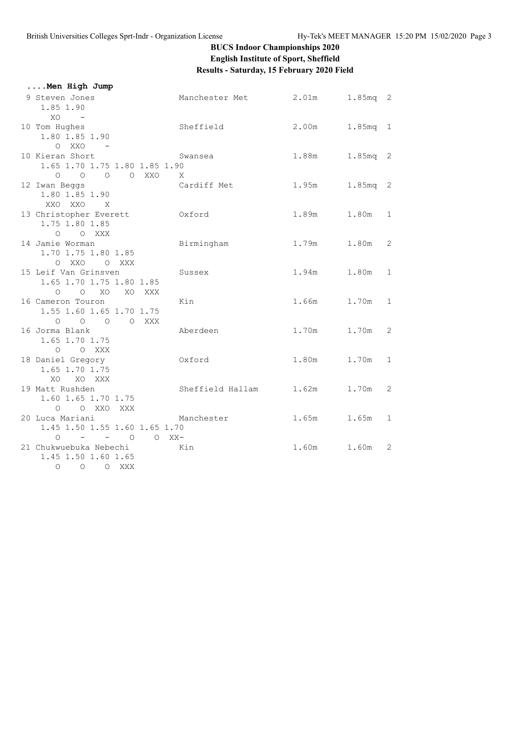**BCS Indoor Championships 2020**

**English Institute of Sport, Sheffield**

**Results - Saturday, 15 February 2020 Field**

**....Men High Jump**

```
 9 Steven Jones                  Manchester Met         2.01m      1.85mq  2
    1.85 1.90
      XO    -
10 Tom Hughes                    Sheffield              2.00m      1.85mq  1
    1.80 1.85 1.90
       O  XXO    -
10 Kieran Short                  Swansea                1.88m      1.85mq  2
    1.65 1.70 1.75 1.80 1.85 1.90
       O    O    O    O  XXO    X
12 Iwan Beggs                    Cardiff Met            1.95m      1.85mq  2
    1.80 1.85 1.90
     XXO  XXO    X
13 Christopher Everett           Oxford                 1.89m      1.80m   1
    1.75 1.80 1.85
       O    O  XXX
14 Jamie Worman                  Birmingham             1.79m      1.80m   2
    1.70 1.75 1.80 1.85
       O  XXO    O  XXX
15 Leif Van Grinsven             Sussex                 1.94m      1.80m   1
    1.65 1.70 1.75 1.80 1.85
       O    O   XO   XO  XXX
16 Cameron Touron                Kin                    1.66m      1.70m   1
    1.55 1.60 1.65 1.70 1.75
       O    O    O    O  XXX
16 Jorma Blank                   Aberdeen               1.70m      1.70m   2
    1.65 1.70 1.75
       O    O  XXX
18 Daniel Gregory                Oxford                 1.80m      1.70m   1
    1.65 1.70 1.75
      XO   XO  XXX
19 Matt Rushden                  Sheffield Hallam       1.62m      1.70m   2
    1.60 1.65 1.70 1.75
       O    O  XXO  XXX
20 Luca Mariani                  Manchester             1.65m      1.65m   1
    1.45 1.50 1.55 1.60 1.65 1.70
       O    -    -    O    O  XX-
21 Chukwuebuka Nebechi           Kin                    1.60m      1.60m   2
    1.45 1.50 1.60 1.65
       O    O    O  XXX
```